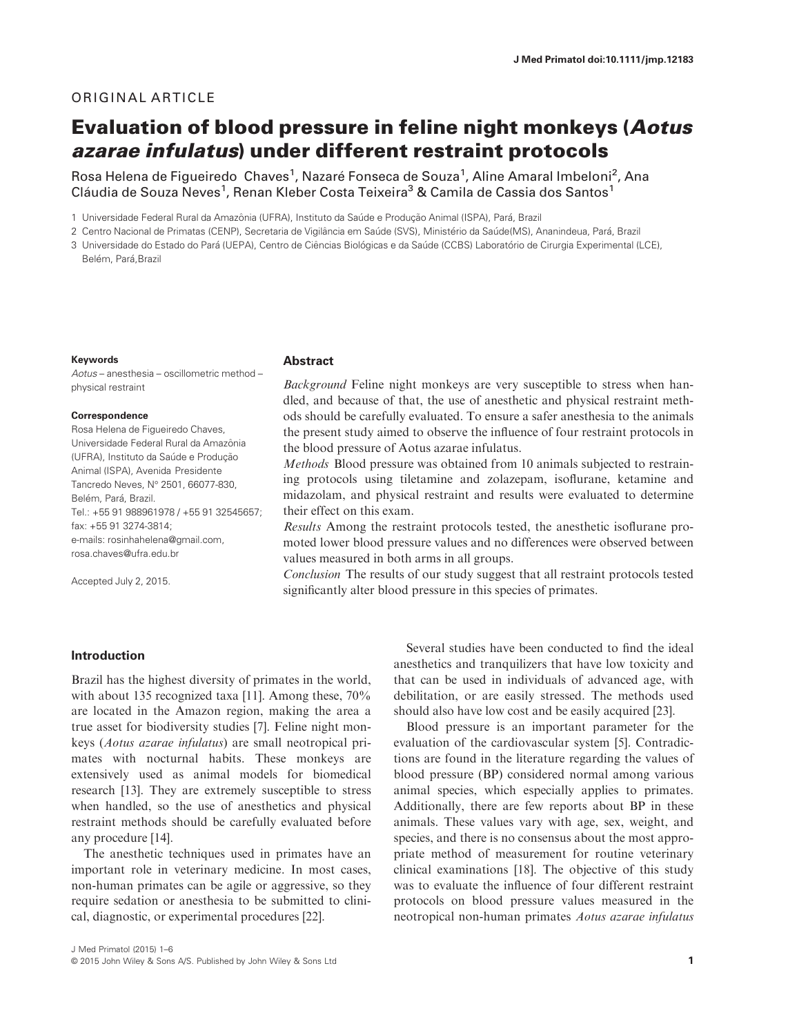ORIGINAL ARTICLE

# Evaluation of blood pressure in feline night monkeys (*Aotus azarae infulatus*) under different restraint protocols

Rosa Helena de Figueiredo Chaves[1], Nazaré Fonseca de Souza[1], Aline Amaral Imbeloni[2], Ana Cláudia de Souza Neves[1], Renan Kleber Costa Teixeira[3] & Camila de Cassia dos Santos[1]

1 Universidade Federal Rural da Amazônia (UFRA), Instituto da Saúde e Produção Animal (ISPA), Pará, Brazil

2 Centro Nacional de Primatas (CENP), Secretaria de Vigilância em Saúde (SVS), Ministério da Saúde(MS), Ananindeua, Pará, Brazil

3 Universidade do Estado do Pará (UEPA), Centro de Ciências Biológicas e da Saúde (CCBS) Laboratório de Cirurgia Experimental (LCE), Belém, Pará,Brazil

**Keywords**

*Aotus* – anesthesia – oscillometric method – physical restraint

**Correspondence**

Rosa Helena de Figueiredo Chaves, Universidade Federal Rural da Amazônia (UFRA), Instituto da Saúde e Produção Animal (ISPA), Avenida Presidente Tancredo Neves, N° 2501, 66077-830, Belém, Pará, Brazil.
Tel.: +55 91 988961978 / +55 91 32545657; fax: +55 91 3274-3814;
e-mails: rosinhahelena@gmail.com, rosa.chaves@ufra.edu.br

Accepted July 2, 2015.

## Abstract

*Background* Feline night monkeys are very susceptible to stress when handled, and because of that, the use of anesthetic and physical restraint methods should be carefully evaluated. To ensure a safer anesthesia to the animals the present study aimed to observe the influence of four restraint protocols in the blood pressure of Aotus azarae infulatus.

*Methods* Blood pressure was obtained from 10 animals subjected to restraining protocols using tiletamine and zolazepam, isoflurane, ketamine and midazolam, and physical restraint and results were evaluated to determine their effect on this exam.

*Results* Among the restraint protocols tested, the anesthetic isoflurane promoted lower blood pressure values and no differences were observed between values measured in both arms in all groups.

*Conclusion* The results of our study suggest that all restraint protocols tested significantly alter blood pressure in this species of primates.

## Introduction

Brazil has the highest diversity of primates in the world, with about 135 recognized taxa [11]. Among these, 70% are located in the Amazon region, making the area a true asset for biodiversity studies [7]. Feline night monkeys (*Aotus azarae infulatus*) are small neotropical primates with nocturnal habits. These monkeys are extensively used as animal models for biomedical research [13]. They are extremely susceptible to stress when handled, so the use of anesthetics and physical restraint methods should be carefully evaluated before any procedure [14].

The anesthetic techniques used in primates have an important role in veterinary medicine. In most cases, non-human primates can be agile or aggressive, so they require sedation or anesthesia to be submitted to clinical, diagnostic, or experimental procedures [22].

Several studies have been conducted to find the ideal anesthetics and tranquilizers that have low toxicity and that can be used in individuals of advanced age, with debilitation, or are easily stressed. The methods used should also have low cost and be easily acquired [23].

Blood pressure is an important parameter for the evaluation of the cardiovascular system [5]. Contradictions are found in the literature regarding the values of blood pressure (BP) considered normal among various animal species, which especially applies to primates. Additionally, there are few reports about BP in these animals. These values vary with age, sex, weight, and species, and there is no consensus about the most appropriate method of measurement for routine veterinary clinical examinations [18]. The objective of this study was to evaluate the influence of four different restraint protocols on blood pressure values measured in the neotropical non-human primates *Aotus azarae infulatus*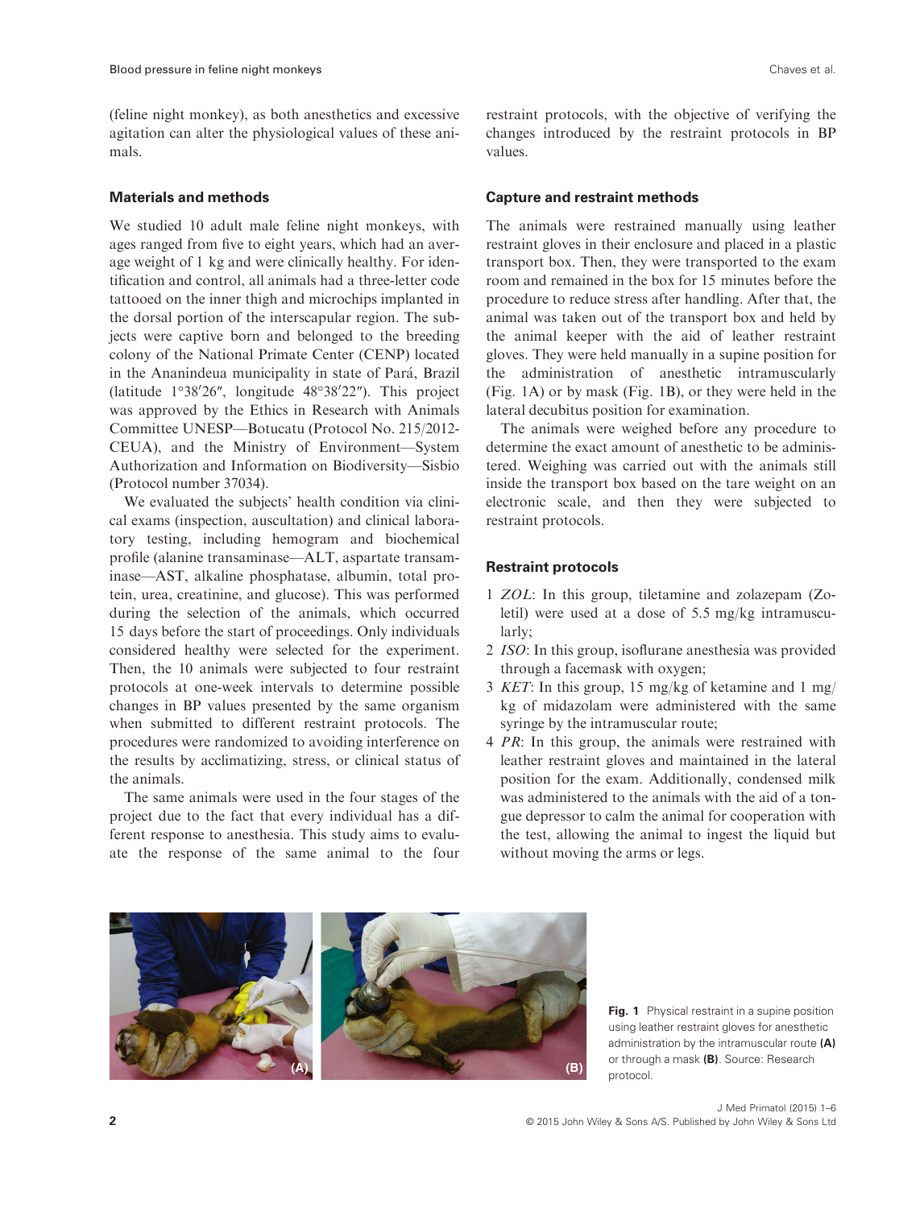(feline night monkey), as both anesthetics and excessive agitation can alter the physiological values of these animals.

## Materials and methods

We studied 10 adult male feline night monkeys, with ages ranged from five to eight years, which had an average weight of 1 kg and were clinically healthy. For identification and control, all animals had a three-letter code tattooed on the inner thigh and microchips implanted in the dorsal portion of the interscapular region. The subjects were captive born and belonged to the breeding colony of the National Primate Center (CENP) located in the Ananindeua municipality in state of Pará, Brazil (latitude 1°38′26″, longitude 48°38′22″). This project was approved by the Ethics in Research with Animals Committee UNESP—Botucatu (Protocol No. 215/2012-CEUA), and the Ministry of Environment—System Authorization and Information on Biodiversity—Sisbio (Protocol number 37034).

We evaluated the subjects' health condition via clinical exams (inspection, auscultation) and clinical laboratory testing, including hemogram and biochemical profile (alanine transaminase—ALT, aspartate transaminase—AST, alkaline phosphatase, albumin, total protein, urea, creatinine, and glucose). This was performed during the selection of the animals, which occurred 15 days before the start of proceedings. Only individuals considered healthy were selected for the experiment. Then, the 10 animals were subjected to four restraint protocols at one-week intervals to determine possible changes in BP values presented by the same organism when submitted to different restraint protocols. The procedures were randomized to avoiding interference on the results by acclimatizing, stress, or clinical status of the animals.

The same animals were used in the four stages of the project due to the fact that every individual has a different response to anesthesia. This study aims to evaluate the response of the same animal to the four restraint protocols, with the objective of verifying the changes introduced by the restraint protocols in BP values.

## Capture and restraint methods

The animals were restrained manually using leather restraint gloves in their enclosure and placed in a plastic transport box. Then, they were transported to the exam room and remained in the box for 15 minutes before the procedure to reduce stress after handling. After that, the animal was taken out of the transport box and held by the animal keeper with the aid of leather restraint gloves. They were held manually in a supine position for the administration of anesthetic intramuscularly (Fig. 1A) or by mask (Fig. 1B), or they were held in the lateral decubitus position for examination.

The animals were weighed before any procedure to determine the exact amount of anesthetic to be administered. Weighing was carried out with the animals still inside the transport box based on the tare weight on an electronic scale, and then they were subjected to restraint protocols.

## Restraint protocols

1. *ZOL*: In this group, tiletamine and zolazepam (Zoletil) were used at a dose of 5.5 mg/kg intramuscularly;
2. *ISO*: In this group, isoflurane anesthesia was provided through a facemask with oxygen;
3. *KET*: In this group, 15 mg/kg of ketamine and 1 mg/kg of midazolam were administered with the same syringe by the intramuscular route;
4. *PR*: In this group, the animals were restrained with leather restraint gloves and maintained in the lateral position for the exam. Additionally, condensed milk was administered to the animals with the aid of a tongue depressor to calm the animal for cooperation with the test, allowing the animal to ingest the liquid but without moving the arms or legs.

**Fig. 1** Physical restraint in a supine position using leather restraint gloves for anesthetic administration by the intramuscular route **(A)** or through a mask **(B)**. Source: Research protocol.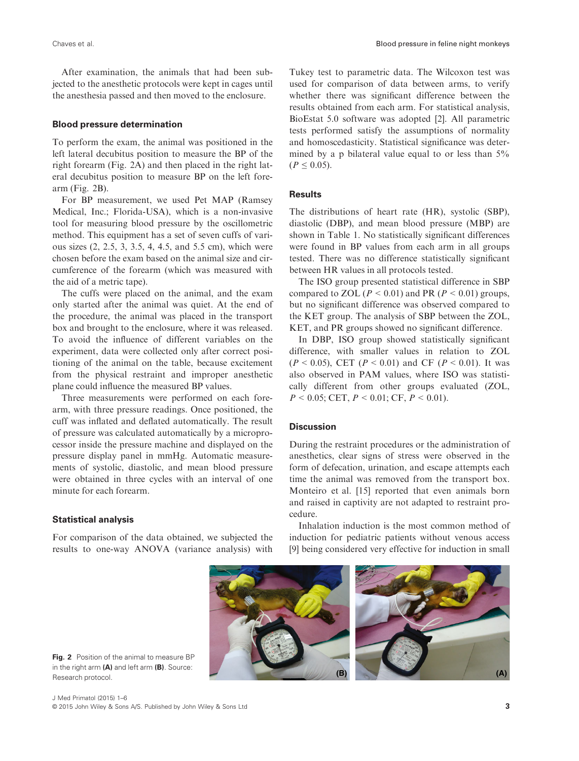After examination, the animals that had been subjected to the anesthetic protocols were kept in cages until the anesthesia passed and then moved to the enclosure.

### Blood pressure determination

To perform the exam, the animal was positioned in the left lateral decubitus position to measure the BP of the right forearm (Fig. 2A) and then placed in the right lateral decubitus position to measure BP on the left forearm (Fig. 2B).

For BP measurement, we used Pet MAP (Ramsey Medical, Inc.; Florida-USA), which is a non-invasive tool for measuring blood pressure by the oscillometric method. This equipment has a set of seven cuffs of various sizes (2, 2.5, 3, 3.5, 4, 4.5, and 5.5 cm), which were chosen before the exam based on the animal size and circumference of the forearm (which was measured with the aid of a metric tape).

The cuffs were placed on the animal, and the exam only started after the animal was quiet. At the end of the procedure, the animal was placed in the transport box and brought to the enclosure, where it was released. To avoid the influence of different variables on the experiment, data were collected only after correct positioning of the animal on the table, because excitement from the physical restraint and improper anesthetic plane could influence the measured BP values.

Three measurements were performed on each forearm, with three pressure readings. Once positioned, the cuff was inflated and deflated automatically. The result of pressure was calculated automatically by a microprocessor inside the pressure machine and displayed on the pressure display panel in mmHg. Automatic measurements of systolic, diastolic, and mean blood pressure were obtained in three cycles with an interval of one minute for each forearm.

### Statistical analysis

For comparison of the data obtained, we subjected the results to one-way ANOVA (variance analysis) with Tukey test to parametric data. The Wilcoxon test was used for comparison of data between arms, to verify whether there was significant difference between the results obtained from each arm. For statistical analysis, BioEstat 5.0 software was adopted [2]. All parametric tests performed satisfy the assumptions of normality and homoscedasticity. Statistical significance was determined by a p bilateral value equal to or less than 5% ($P \leq 0.05$).

## Results

The distributions of heart rate (HR), systolic (SBP), diastolic (DBP), and mean blood pressure (MBP) are shown in Table 1. No statistically significant differences were found in BP values from each arm in all groups tested. There was no difference statistically significant between HR values in all protocols tested.

The ISO group presented statistical difference in SBP compared to ZOL ($P < 0.01$) and PR ($P < 0.01$) groups, but no significant difference was observed compared to the KET group. The analysis of SBP between the ZOL, KET, and PR groups showed no significant difference.

In DBP, ISO group showed statistically significant difference, with smaller values in relation to ZOL ($P < 0.05$), CET ($P < 0.01$) and CF ($P < 0.01$). It was also observed in PAM values, where ISO was statistically different from other groups evaluated (ZOL, $P < 0.05$; CET, $P < 0.01$; CF, $P < 0.01$).

## Discussion

During the restraint procedures or the administration of anesthetics, clear signs of stress were observed in the form of defecation, urination, and escape attempts each time the animal was removed from the transport box. Monteiro et al. [15] reported that even animals born and raised in captivity are not adapted to restraint procedure.

Inhalation induction is the most common method of induction for pediatric patients without venous access [9] being considered very effective for induction in small

**Fig. 2** Position of the animal to measure BP in the right arm **(A)** and left arm **(B)**. Source: Research protocol.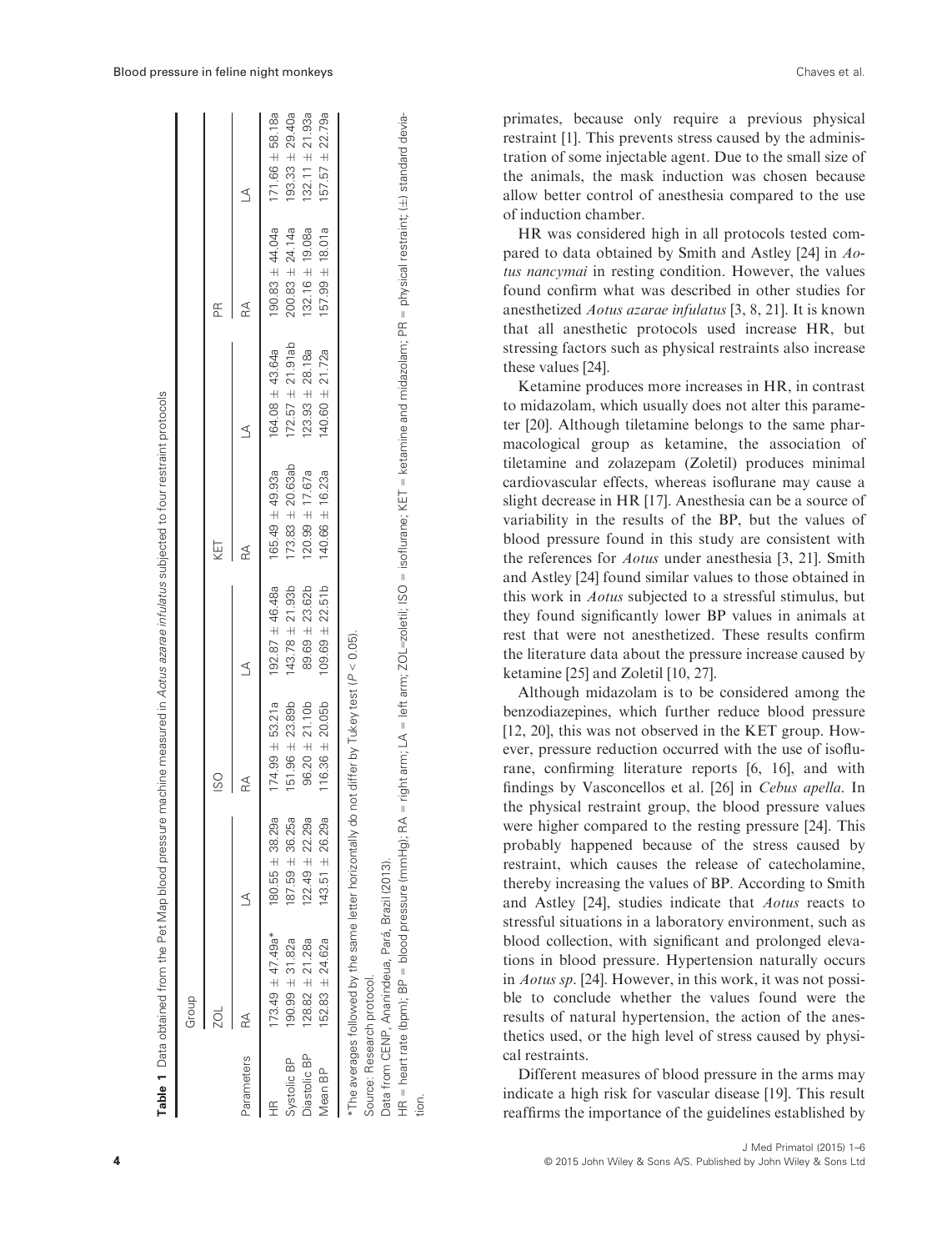**Table 1** Data obtained from the Pet Map blood pressure machine measured in *Aotus azarae infulatus* subjected to four restraint protocols

| | Group | | | | | | | |
|---|---|---|---|---|---|---|---|---|
| | ZOL | | ISO | | KET | | PR | |
| Parameters | RA | LA | RA | LA | RA | LA | RA | LA |
| HR | 173.49 ± 47.49a* | 180.55 ± 38.29a | 174.99 ± 53.21a | 192.87 ± 46.48a | 165.49 ± 49.93a | 164.08 ± 43.64a | 190.83 ± 44.04a | 171.66 ± 58.18a |
| Systolic BP | 190.99 ± 31.82a | 187.59 ± 36.25a | 151.96 ± 23.89b | 143.78 ± 21.93b | 173.83 ± 20.63ab | 172.57 ± 21.91ab | 200.83 ± 24.14a | 193.33 ± 29.40a |
| Diastolic BP | 128.82 ± 21.28a | 122.49 ± 22.29a | 96.20 ± 21.10b | 89.69 ± 23.62b | 120.99 ± 17.67a | 123.93 ± 28.18a | 132.16 ± 19.08a | 132.11 ± 21.93a |
| Mean BP | 152.83 ± 24.62a | 143.51 ± 26.29a | 116.36 ± 20.05b | 109.69 ± 22.51b | 140.66 ± 16.23a | 140.60 ± 21.72a | 157.99 ± 18.01a | 157.57 ± 22.79a |

*The averages followed by the same letter horizontally do not differ by Tukey test ($P < 0.05$).

Source: Research protocol.

Data from CENP, Ananindeua, Pará, Brazil (2013).

HR = heart rate (bpm); BP = blood pressure (mmHg); RA = right arm; LA = left arm; ZOL=zoletil; ISO = isoflurane; KET = ketamine and midazolam; PR = physical restraint; (±) standard deviation.

primates, because only require a previous physical restraint [1]. This prevents stress caused by the administration of some injectable agent. Due to the small size of the animals, the mask induction was chosen because allow better control of anesthesia compared to the use of induction chamber.

HR was considered high in all protocols tested compared to data obtained by Smith and Astley [24] in *Aotus nancymai* in resting condition. However, the values found confirm what was described in other studies for anesthetized *Aotus azarae infulatus* [3, 8, 21]. It is known that all anesthetic protocols used increase HR, but stressing factors such as physical restraints also increase these values [24].

Ketamine produces more increases in HR, in contrast to midazolam, which usually does not alter this parameter [20]. Although tiletamine belongs to the same pharmacological group as ketamine, the association of tiletamine and zolazepam (Zoletil) produces minimal cardiovascular effects, whereas isoflurane may cause a slight decrease in HR [17]. Anesthesia can be a source of variability in the results of the BP, but the values of blood pressure found in this study are consistent with the references for *Aotus* under anesthesia [3, 21]. Smith and Astley [24] found similar values to those obtained in this work in *Aotus* subjected to a stressful stimulus, but they found significantly lower BP values in animals at rest that were not anesthetized. These results confirm the literature data about the pressure increase caused by ketamine [25] and Zoletil [10, 27].

Although midazolam is to be considered among the benzodiazepines, which further reduce blood pressure [12, 20], this was not observed in the KET group. However, pressure reduction occurred with the use of isoflurane, confirming literature reports [6, 16], and with findings by Vasconcellos et al. [26] in *Cebus apella*. In the physical restraint group, the blood pressure values were higher compared to the resting pressure [24]. This probably happened because of the stress caused by restraint, which causes the release of catecholamine, thereby increasing the values of BP. According to Smith and Astley [24], studies indicate that *Aotus* reacts to stressful situations in a laboratory environment, such as blood collection, with significant and prolonged elevations in blood pressure. Hypertension naturally occurs in *Aotus sp.* [24]. However, in this work, it was not possible to conclude whether the values found were the results of natural hypertension, the action of the anesthetics used, or the high level of stress caused by physical restraints.

Different measures of blood pressure in the arms may indicate a high risk for vascular disease [19]. This result reaffirms the importance of the guidelines established by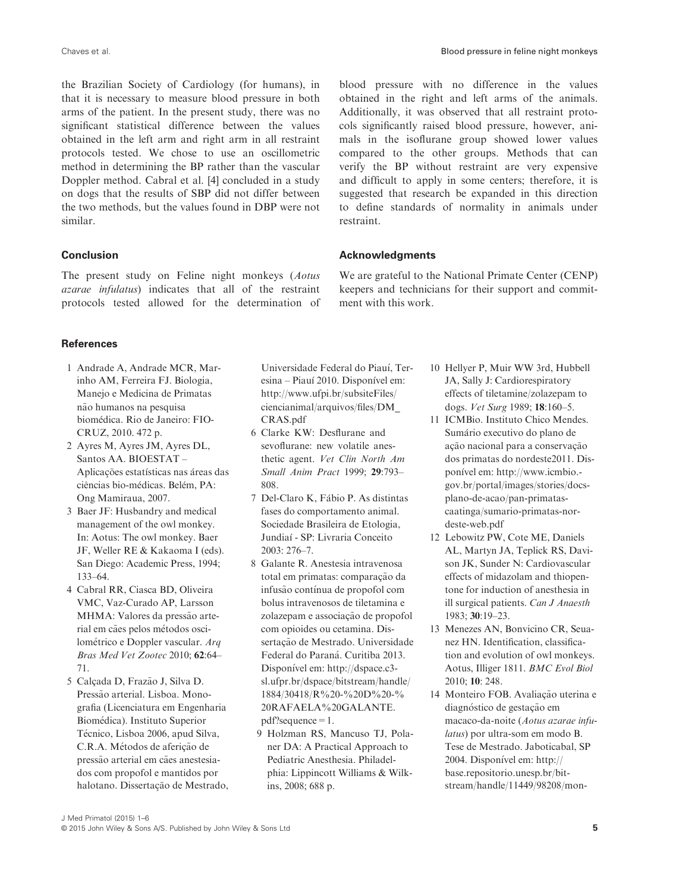the Brazilian Society of Cardiology (for humans), in that it is necessary to measure blood pressure in both arms of the patient. In the present study, there was no significant statistical difference between the values obtained in the left arm and right arm in all restraint protocols tested. We chose to use an oscillometric method in determining the BP rather than the vascular Doppler method. Cabral et al. [4] concluded in a study on dogs that the results of SBP did not differ between the two methods, but the values found in DBP were not similar.

## Conclusion

The present study on Feline night monkeys (*Aotus azarae infulatus*) indicates that all of the restraint protocols tested allowed for the determination of blood pressure with no difference in the values obtained in the right and left arms of the animals. Additionally, it was observed that all restraint protocols significantly raised blood pressure, however, animals in the isoflurane group showed lower values compared to the other groups. Methods that can verify the BP without restraint are very expensive and difficult to apply in some centers; therefore, it is suggested that research be expanded in this direction to define standards of normality in animals under restraint.

## Acknowledgments

We are grateful to the National Primate Center (CENP) keepers and technicians for their support and commitment with this work.

## References

1. Andrade A, Andrade MCR, Marinho AM, Ferreira FJ. Biologia, Manejo e Medicina de Primatas não humanos na pesquisa biomédica. Rio de Janeiro: FIOCRUZ, 2010. 472 p.
2. Ayres M, Ayres JM, Ayres DL, Santos AA. BIOESTAT – Aplicações estatísticas nas áreas das ciências bio-médicas. Belém, PA: Ong Mamiraua, 2007.
3. Baer JF: Husbandry and medical management of the owl monkey. In: Aotus: The owl monkey. Baer JF, Weller RE & Kakaoma I (eds). San Diego: Academic Press, 1994; 133–64.
4. Cabral RR, Ciasca BD, Oliveira VMC, Vaz-Curado AP, Larsson MHMA: Valores da pressão arterial em cães pelos métodos oscilométrico e Doppler vascular. *Arq Bras Med Vet Zootec* 2010; **62**:64–71.
5. Calçada D, Frazão J, Silva D. Pressão arterial. Lisboa. Monografia (Licenciatura em Engenharia Biomédica). Instituto Superior Técnico, Lisboa 2006, apud Silva, C.R.A. Métodos de aferição de pressão arterial em cães anestesiados com propofol e mantidos por halotano. Dissertação de Mestrado, Universidade Federal do Piauí, Teresina – Piauí 2010. Disponível em: http://www.ufpi.br/subsiteFiles/ciencianimal/arquivos/files/DM_CRAS.pdf
6. Clarke KW: Desflurane and sevoflurane: new volatile anesthetic agent. *Vet Clin North Am Small Anim Pract* 1999; **29**:793–808.
7. Del-Claro K, Fábio P. As distintas fases do comportamento animal. Sociedade Brasileira de Etologia, Jundiaí - SP: Livraria Conceito 2003: 276–7.
8. Galante R. Anestesia intravenosa total em primatas: comparação da infusão contínua de propofol com bolus intravenosos de tiletamina e zolazepam e associação de propofol com opioides ou cetamina. Dissertação de Mestrado. Universidade Federal do Paraná. Curitiba 2013. Disponível em: http://dspace.c3sl.ufpr.br/dspace/bitstream/handle/1884/30418/R%20-%20D%20-%20RAFAELA%20GALANTE.pdf?sequence=1.
9. Holzman RS, Mancuso TJ, Polaner DA: A Practical Approach to Pediatric Anesthesia. Philadelphia: Lippincott Williams & Wilkins, 2008; 688 p.
10. Hellyer P, Muir WW 3rd, Hubbell JA, Sally J: Cardiorespiratory effects of tiletamine/zolazepam to dogs. *Vet Surg* 1989; **18**:160–5.
11. ICMBio. Instituto Chico Mendes. Sumário executivo do plano de ação nacional para a conservação dos primatas do nordeste2011. Disponível em: http://www.icmbio.gov.br/portal/images/stories/docs-plano-de-acao/pan-primatas-caatinga/sumario-primatas-nordeste-web.pdf
12. Lebowitz PW, Cote ME, Daniels AL, Martyn JA, Teplick RS, Davison JK, Sunder N: Cardiovascular effects of midazolam and thiopentone for induction of anesthesia in ill surgical patients. *Can J Anaesth* 1983; **30**:19–23.
13. Menezes AN, Bonvicino CR, Seuanez HN. Identification, classification and evolution of owl monkeys. Aotus, Illiger 1811. *BMC Evol Biol* 2010; **10**: 248.
14. Monteiro FOB. Avaliação uterina e diagnóstico de gestação em macaco-da-noite (*Aotus azarae infulatus*) por ultra-som em modo B. Tese de Mestrado. Jaboticabal, SP 2004. Disponível em: http://base.repositorio.unesp.br/bitstream/handle/11449/98208/mon-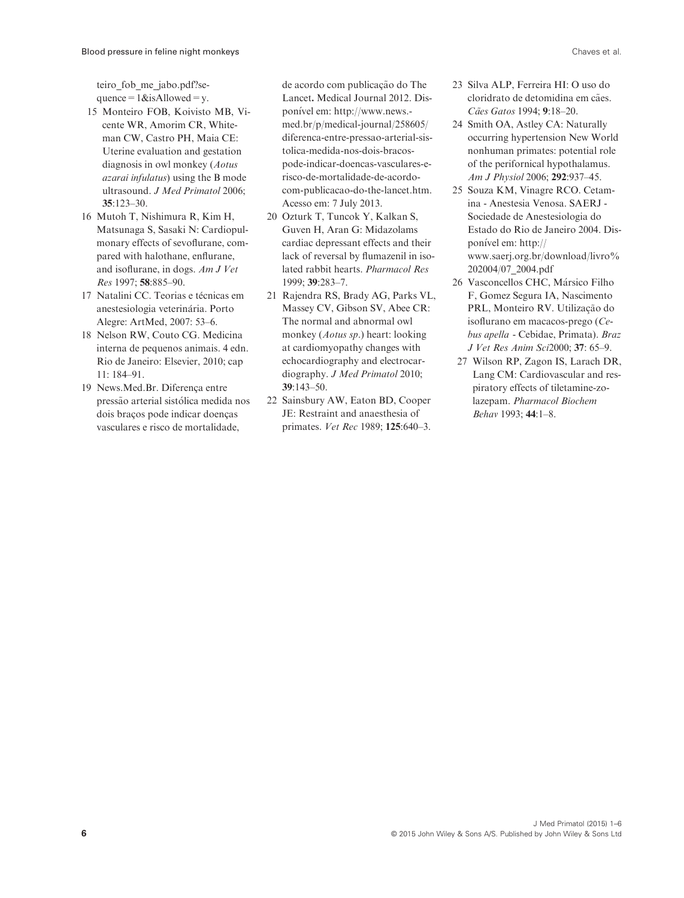teiro_fob_me_jabo.pdf?sequence = 1&isAllowed = y.

15 Monteiro FOB, Koivisto MB, Vicente WR, Amorim CR, Whiteman CW, Castro PH, Maia CE: Uterine evaluation and gestation diagnosis in owl monkey (*Aotus azarai infulatus*) using the B mode ultrasound. *J Med Primatol* 2006; **35**:123–30.

16 Mutoh T, Nishimura R, Kim H, Matsunaga S, Sasaki N: Cardiopulmonary effects of sevoflurane, compared with halothane, enflurane, and isoflurane, in dogs. *Am J Vet Res* 1997; **58**:885–90.

17 Natalini CC. Teorias e técnicas em anestesiologia veterinária. Porto Alegre: ArtMed, 2007: 53–6.

18 Nelson RW, Couto CG. Medicina interna de pequenos animais. 4 edn. Rio de Janeiro: Elsevier, 2010; cap 11: 184–91.

19 News.Med.Br. Diferença entre pressão arterial sistólica medida nos dois braços pode indicar doenças vasculares e risco de mortalidade, de acordo com publicação do The Lancet**.** Medical Journal 2012. Disponível em: http://www.news.med.br/p/medical-journal/258605/diferenca-entre-pressao-arterial-sistolica-medida-nos-dois-bracos-pode-indicar-doencas-vasculares-e-risco-de-mortalidade-de-acordo-com-publicacao-do-the-lancet.htm. Acesso em: 7 July 2013.

20 Ozturk T, Tuncok Y, Kalkan S, Guven H, Aran G: Midazolams cardiac depressant effects and their lack of reversal by flumazenil in isolated rabbit hearts. *Pharmacol Res* 1999; **39**:283–7.

21 Rajendra RS, Brady AG, Parks VL, Massey CV, Gibson SV, Abee CR: The normal and abnormal owl monkey (*Aotus sp.*) heart: looking at cardiomyopathy changes with echocardiography and electrocardiography. *J Med Primatol* 2010; **39**:143–50.

22 Sainsbury AW, Eaton BD, Cooper JE: Restraint and anaesthesia of primates. *Vet Rec* 1989; **125**:640–3.

23 Silva ALP, Ferreira HI: O uso do cloridrato de detomidina em cães. *Cães Gatos* 1994; **9**:18–20.

24 Smith OA, Astley CA: Naturally occurring hypertension New World nonhuman primates: potential role of the perifornical hypothalamus. *Am J Physiol* 2006; **292**:937–45.

25 Souza KM, Vinagre RCO. Cetamina - Anestesia Venosa. SAERJ - Sociedade de Anestesiologia do Estado do Rio de Janeiro 2004. Disponível em: http://www.saerj.org.br/download/livro%202004/07_2004.pdf

26 Vasconcellos CHC, Mársico Filho F, Gomez Segura IA, Nascimento PRL, Monteiro RV. Utilização do isoflurano em macacos-prego (*Cebus apella* - Cebidae, Primata). *Braz J Vet Res Anim Sci*2000; **37**: 65–9.

27 Wilson RP, Zagon IS, Larach DR, Lang CM: Cardiovascular and respiratory effects of tiletamine-zolazepam. *Pharmacol Biochem Behav* 1993; **44**:1–8.